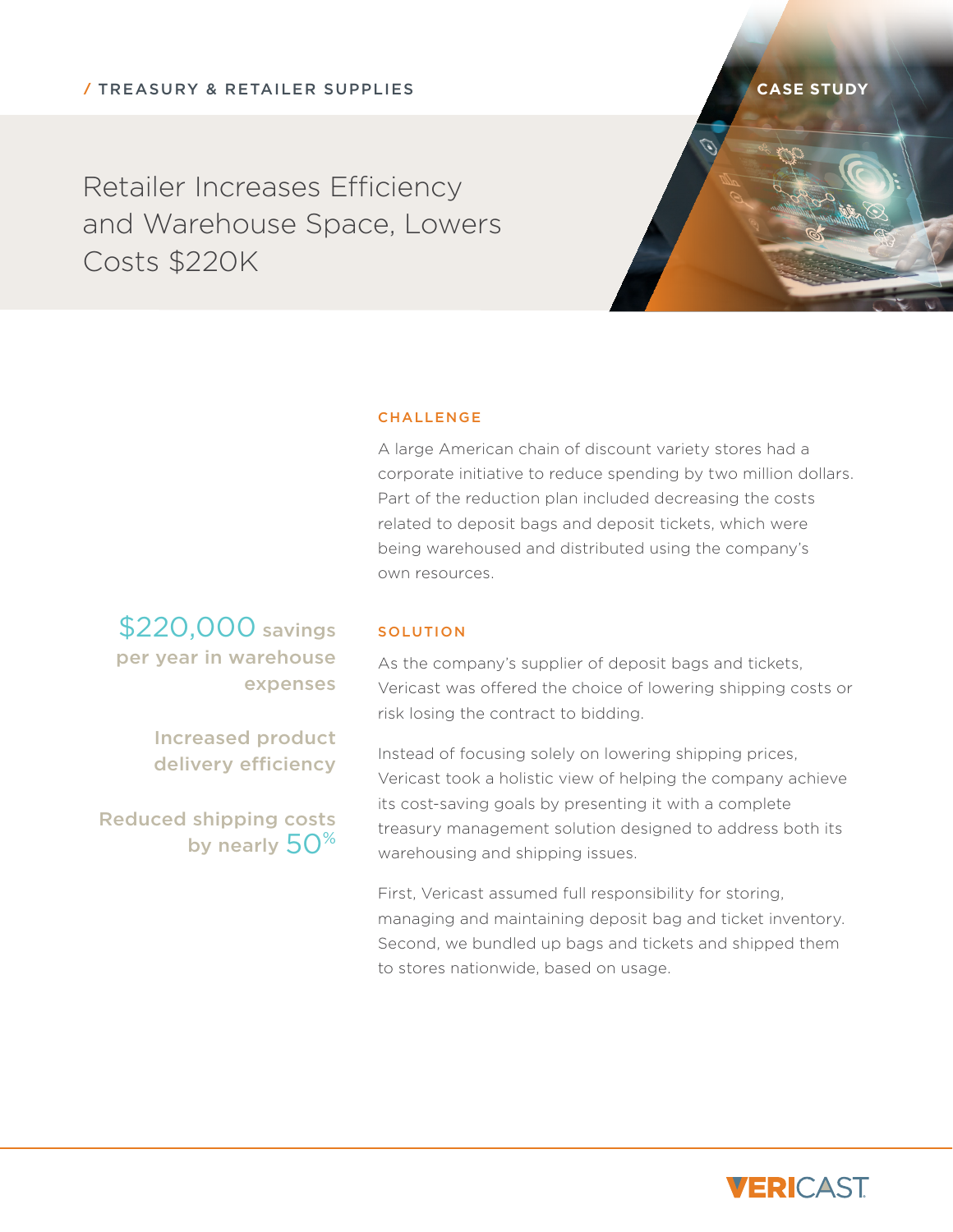/ TREASURY & RETAILER SUPPLIES

CASE STUDY

# Retailer Increases Efficiency and Warehouse Space, Lowers Costs $220K

**$220,000 savings per year in warehouse expenses**

**Increased product delivery efficiency**

**Reduced shipping costs by nearly 50%**

## CHALLENGE

A large American chain of discount variety stores had a corporate initiative to reduce spending by two million dollars. Part of the reduction plan included decreasing the costs related to deposit bags and deposit tickets, which were being warehoused and distributed using the company's own resources.

## SOLUTION

As the company's supplier of deposit bags and tickets, Vericast was offered the choice of lowering shipping costs or risk losing the contract to bidding.

Instead of focusing solely on lowering shipping prices, Vericast took a holistic view of helping the company achieve its cost-saving goals by presenting it with a complete treasury management solution designed to address both its warehousing and shipping issues.

First, Vericast assumed full responsibility for storing, managing and maintaining deposit bag and ticket inventory. Second, we bundled up bags and tickets and shipped them to stores nationwide, based on usage.

VERICAST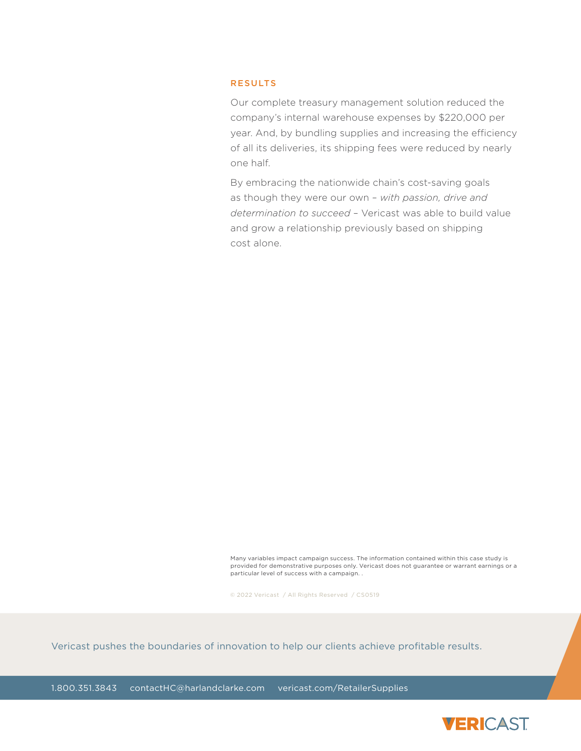## RESULTS

Our complete treasury management solution reduced the company's internal warehouse expenses by $220,000 per year. And, by bundling supplies and increasing the efficiency of all its deliveries, its shipping fees were reduced by nearly one half.

By embracing the nationwide chain's cost-saving goals as though they were our own – *with passion, drive and determination to succeed* – Vericast was able to build value and grow a relationship previously based on shipping cost alone.

Many variables impact campaign success. The information contained within this case study is provided for demonstrative purposes only. Vericast does not guarantee or warrant earnings or a particular level of success with a campaign. .

© 2022 Vericast / All Rights Reserved / CS0519

Vericast pushes the boundaries of innovation to help our clients achieve profitable results.

1.800.351.3843 contactHC@harlandclarke.com vericast.com/RetailerSupplies

VERICAST